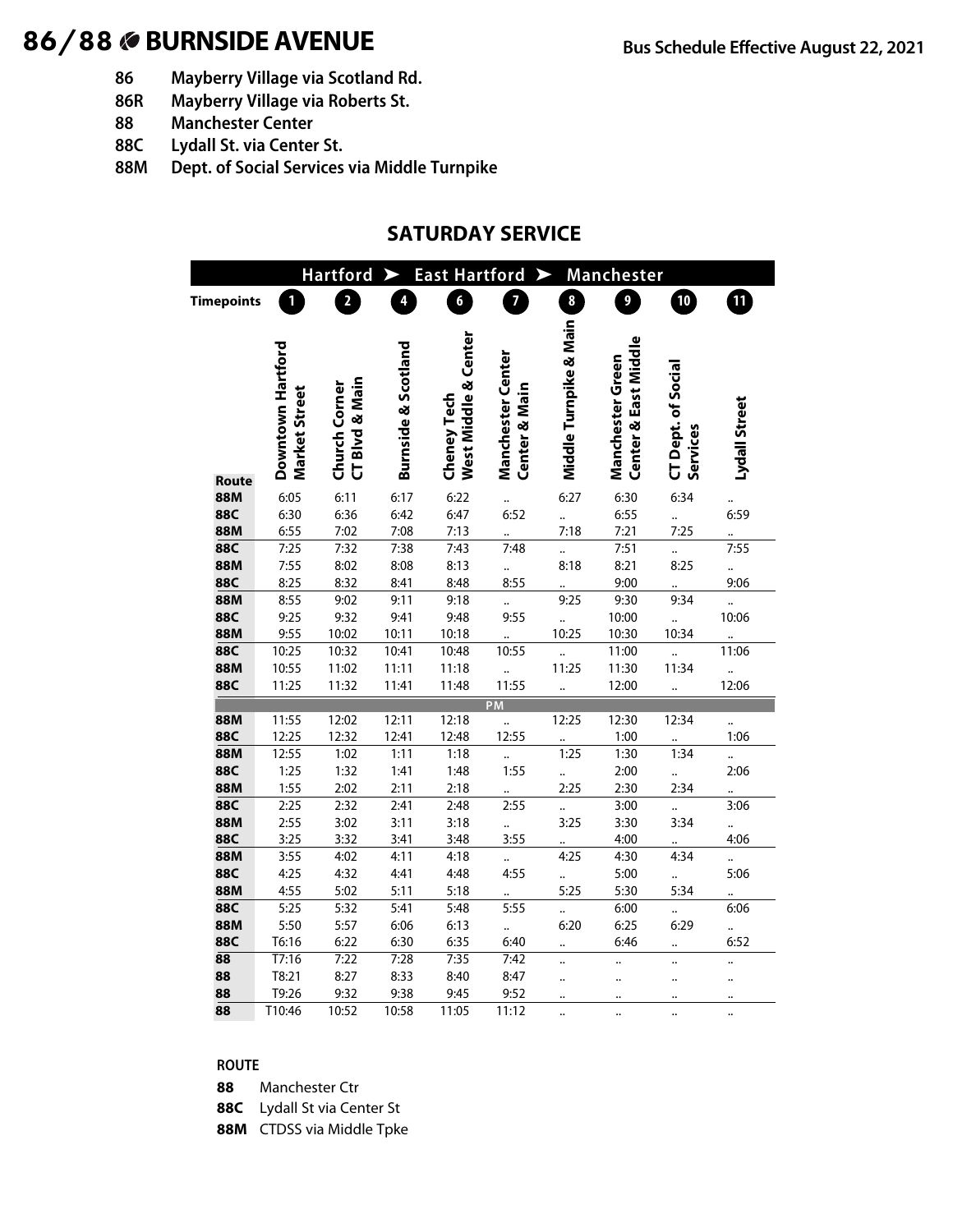# 86/88 BURNSIDE AVENUE

Bus Schedule Effective August 22, 2021

- **86** Mayberry Village via Scotland Rd.
- **86R** Mayberry Village via Roberts St.
- **88** Manchester Center
- **88C** Lydall St. via Center St.
- **88M** Dept. of Social Services via Middle Turnpike

## SATURDAY SERVICE

Hartford ➤ East Hartford ➤ Manchester

| Route | 1 Downtown Hartford Market Street | 2 Church Corner CT Blvd & Main | 4 Burnside & Scotland | 6 Cheney Tech West Middle & Center | 7 Manchester Center Center & Main | 8 Middle Turnpike & Main | 9 Manchester Green Center & East Middle | 10 CT Dept. of Social Services | 11 Lydall Street |
|---|---|---|---|---|---|---|---|---|---|
| **88M** | 6:05 | 6:11 | 6:17 | 6:22 | .. | 6:27 | 6:30 | 6:34 | .. |
| **88C** | 6:30 | 6:36 | 6:42 | 6:47 | 6:52 | .. | 6:55 | .. | 6:59 |
| **88M** | 6:55 | 7:02 | 7:08 | 7:13 | .. | 7:18 | 7:21 | 7:25 | .. |
| **88C** | 7:25 | 7:32 | 7:38 | 7:43 | 7:48 | .. | 7:51 | .. | 7:55 |
| **88M** | 7:55 | 8:02 | 8:08 | 8:13 | .. | 8:18 | 8:21 | 8:25 | .. |
| **88C** | 8:25 | 8:32 | 8:41 | 8:48 | 8:55 | .. | 9:00 | .. | 9:06 |
| **88M** | 8:55 | 9:02 | 9:11 | 9:18 | .. | 9:25 | 9:30 | 9:34 | .. |
| **88C** | 9:25 | 9:32 | 9:41 | 9:48 | 9:55 | .. | 10:00 | .. | 10:06 |
| **88M** | 9:55 | 10:02 | 10:11 | 10:18 | .. | 10:25 | 10:30 | 10:34 | .. |
| **88C** | 10:25 | 10:32 | 10:41 | 10:48 | 10:55 | .. | 11:00 | .. | 11:06 |
| **88M** | 10:55 | 11:02 | 11:11 | 11:18 | .. | 11:25 | 11:30 | 11:34 | .. |
| **88C** | 11:25 | 11:32 | 11:41 | 11:48 | 11:55 | .. | 12:00 | .. | 12:06 |
| | | | | | PM | | | | |
| **88M** | 11:55 | 12:02 | 12:11 | 12:18 | .. | 12:25 | 12:30 | 12:34 | .. |
| **88C** | 12:25 | 12:32 | 12:41 | 12:48 | 12:55 | .. | 1:00 | .. | 1:06 |
| **88M** | 12:55 | 1:02 | 1:11 | 1:18 | .. | 1:25 | 1:30 | 1:34 | .. |
| **88C** | 1:25 | 1:32 | 1:41 | 1:48 | 1:55 | .. | 2:00 | .. | 2:06 |
| **88M** | 1:55 | 2:02 | 2:11 | 2:18 | .. | 2:25 | 2:30 | 2:34 | .. |
| **88C** | 2:25 | 2:32 | 2:41 | 2:48 | 2:55 | .. | 3:00 | .. | 3:06 |
| **88M** | 2:55 | 3:02 | 3:11 | 3:18 | .. | 3:25 | 3:30 | 3:34 | .. |
| **88C** | 3:25 | 3:32 | 3:41 | 3:48 | 3:55 | .. | 4:00 | .. | 4:06 |
| **88M** | 3:55 | 4:02 | 4:11 | 4:18 | .. | 4:25 | 4:30 | 4:34 | .. |
| **88C** | 4:25 | 4:32 | 4:41 | 4:48 | 4:55 | .. | 5:00 | .. | 5:06 |
| **88M** | 4:55 | 5:02 | 5:11 | 5:18 | .. | 5:25 | 5:30 | 5:34 | .. |
| **88C** | 5:25 | 5:32 | 5:41 | 5:48 | 5:55 | .. | 6:00 | .. | 6:06 |
| **88M** | 5:50 | 5:57 | 6:06 | 6:13 | .. | 6:20 | 6:25 | 6:29 | .. |
| **88C** | T6:16 | 6:22 | 6:30 | 6:35 | 6:40 | .. | 6:46 | .. | 6:52 |
| **88** | T7:16 | 7:22 | 7:28 | 7:35 | 7:42 | .. | .. | .. | .. |
| **88** | T8:21 | 8:27 | 8:33 | 8:40 | 8:47 | .. | .. | .. | .. |
| **88** | T9:26 | 9:32 | 9:38 | 9:45 | 9:52 | .. | .. | .. | .. |
| **88** | T10:46 | 10:52 | 10:58 | 11:05 | 11:12 | .. | .. | .. | .. |

**ROUTE**

- **88** Manchester Ctr
- **88C** Lydall St via Center St
- **88M** CTDSS via Middle Tpke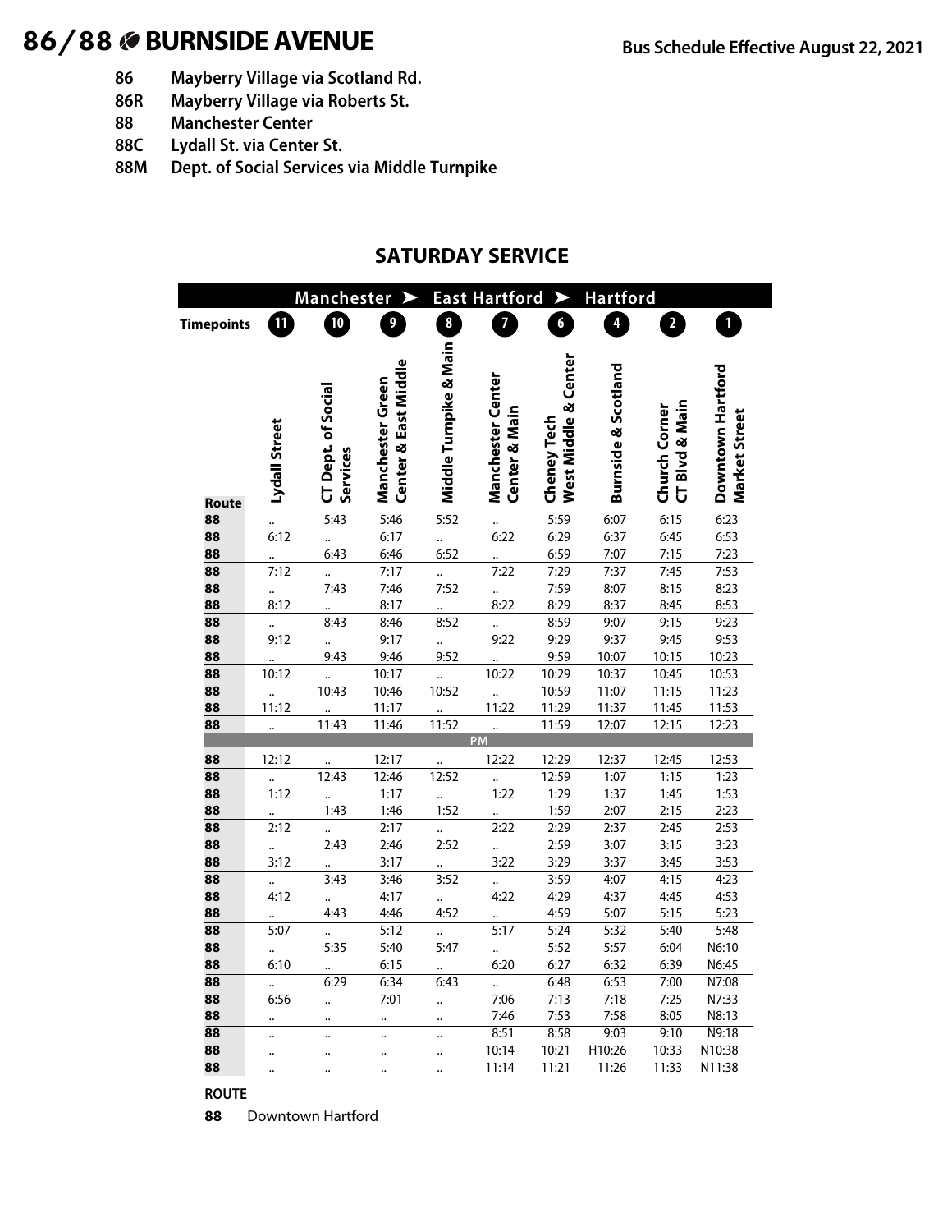# 86/88 BURNSIDE AVENUE

Bus Schedule Effective August 22, 2021

- **86** Mayberry Village via Scotland Rd.
- **86R** Mayberry Village via Roberts St.
- **88** Manchester Center
- **88C** Lydall St. via Center St.
- **88M** Dept. of Social Services via Middle Turnpike

## SATURDAY SERVICE

| Manchester ➤ East Hartford ➤ Hartford | | | | | | | | | |
|---|---|---|---|---|---|---|---|---|---|
| Timepoints | 11 | 10 | 9 | 8 | 7 | 6 | 4 | 2 | 1 |
| Route | Lydall Street | CT Dept. of Social Services | Manchester Green Center & East Middle | Middle Turnpike & Main | Manchester Center Center & Main | Cheney Tech West Middle & Center | Burnside & Scotland | Church Corner CT Blvd & Main | Downtown Hartford Market Street |
| 88 | .. | 5:43 | 5:46 | 5:52 | .. | 5:59 | 6:07 | 6:15 | 6:23 |
| 88 | 6:12 | .. | 6:17 | .. | 6:22 | 6:29 | 6:37 | 6:45 | 6:53 |
| 88 | .. | 6:43 | 6:46 | 6:52 | .. | 6:59 | 7:07 | 7:15 | 7:23 |
| 88 | 7:12 | .. | 7:17 | .. | 7:22 | 7:29 | 7:37 | 7:45 | 7:53 |
| 88 | .. | 7:43 | 7:46 | 7:52 | .. | 7:59 | 8:07 | 8:15 | 8:23 |
| 88 | 8:12 | .. | 8:17 | .. | 8:22 | 8:29 | 8:37 | 8:45 | 8:53 |
| 88 | .. | 8:43 | 8:46 | 8:52 | .. | 8:59 | 9:07 | 9:15 | 9:23 |
| 88 | 9:12 | .. | 9:17 | .. | 9:22 | 9:29 | 9:37 | 9:45 | 9:53 |
| 88 | .. | 9:43 | 9:46 | 9:52 | .. | 9:59 | 10:07 | 10:15 | 10:23 |
| 88 | 10:12 | .. | 10:17 | .. | 10:22 | 10:29 | 10:37 | 10:45 | 10:53 |
| 88 | .. | 10:43 | 10:46 | 10:52 | .. | 10:59 | 11:07 | 11:15 | 11:23 |
| 88 | 11:12 | .. | 11:17 | .. | 11:22 | 11:29 | 11:37 | 11:45 | 11:53 |
| 88 | .. | 11:43 | 11:46 | 11:52 | .. | 11:59 | 12:07 | 12:15 | 12:23 |
| PM | | | | | | | | | |
| 88 | 12:12 | .. | 12:17 | .. | 12:22 | 12:29 | 12:37 | 12:45 | 12:53 |
| 88 | .. | 12:43 | 12:46 | 12:52 | .. | 12:59 | 1:07 | 1:15 | 1:23 |
| 88 | 1:12 | .. | 1:17 | .. | 1:22 | 1:29 | 1:37 | 1:45 | 1:53 |
| 88 | .. | 1:43 | 1:46 | 1:52 | .. | 1:59 | 2:07 | 2:15 | 2:23 |
| 88 | 2:12 | .. | 2:17 | .. | 2:22 | 2:29 | 2:37 | 2:45 | 2:53 |
| 88 | .. | 2:43 | 2:46 | 2:52 | .. | 2:59 | 3:07 | 3:15 | 3:23 |
| 88 | 3:12 | .. | 3:17 | .. | 3:22 | 3:29 | 3:37 | 3:45 | 3:53 |
| 88 | .. | 3:43 | 3:46 | 3:52 | .. | 3:59 | 4:07 | 4:15 | 4:23 |
| 88 | 4:12 | .. | 4:17 | .. | 4:22 | 4:29 | 4:37 | 4:45 | 4:53 |
| 88 | .. | 4:43 | 4:46 | 4:52 | .. | 4:59 | 5:07 | 5:15 | 5:23 |
| 88 | 5:07 | .. | 5:12 | .. | 5:17 | 5:24 | 5:32 | 5:40 | 5:48 |
| 88 | .. | 5:35 | 5:40 | 5:47 | .. | 5:52 | 5:57 | 6:04 | N6:10 |
| 88 | 6:10 | .. | 6:15 | .. | 6:20 | 6:27 | 6:32 | 6:39 | N6:45 |
| 88 | .. | 6:29 | 6:34 | 6:43 | .. | 6:48 | 6:53 | 7:00 | N7:08 |
| 88 | 6:56 | .. | 7:01 | .. | 7:06 | 7:13 | 7:18 | 7:25 | N7:33 |
| 88 | .. | .. | .. | .. | 7:46 | 7:53 | 7:58 | 8:05 | N8:13 |
| 88 | .. | .. | .. | .. | 8:51 | 8:58 | 9:03 | 9:10 | N9:18 |
| 88 | .. | .. | .. | .. | 10:14 | 10:21 | H10:26 | 10:33 | N10:38 |
| 88 | .. | .. | .. | .. | 11:14 | 11:21 | 11:26 | 11:33 | N11:38 |

**ROUTE**

**88** Downtown Hartford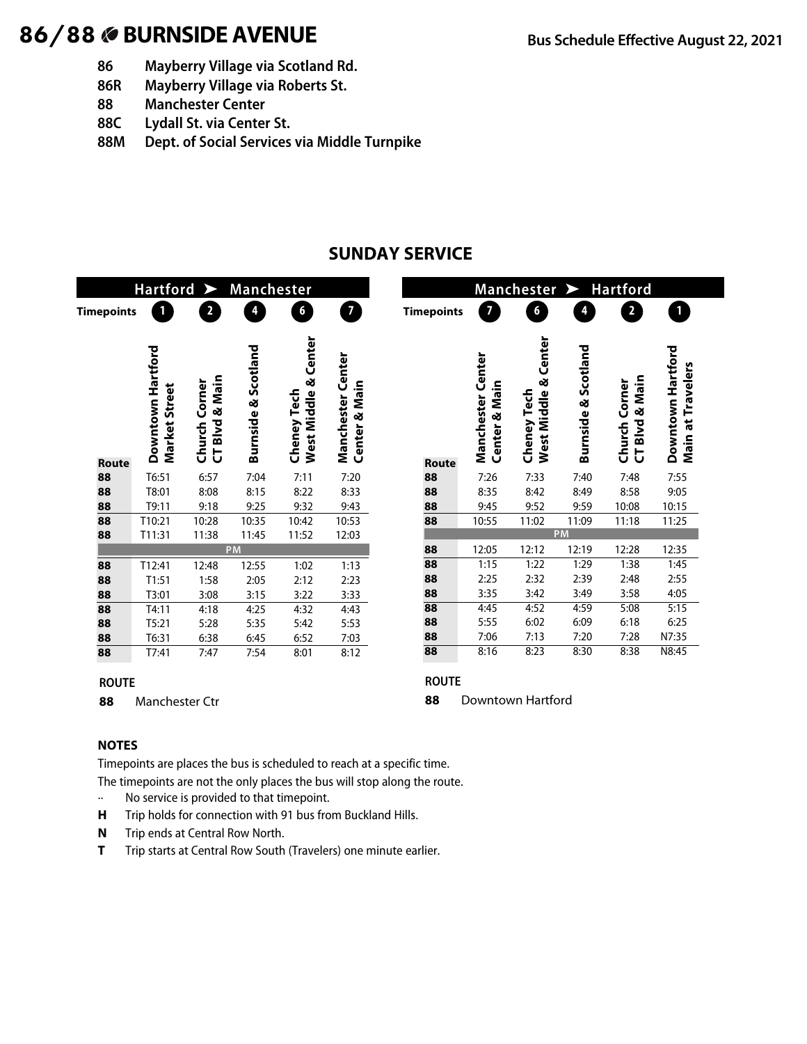# 86/88 BURNSIDE AVENUE

**Bus Schedule Effective August 22, 2021**

- **86** Mayberry Village via Scotland Rd.
- **86R** Mayberry Village via Roberts St.
- **88** Manchester Center
- **88C** Lydall St. via Center St.
- **88M** Dept. of Social Services via Middle Turnpike

## SUNDAY SERVICE

### Hartford ➤ Manchester

| Route | 1 Downtown Hartford Market Street | 2 Church Corner CT Blvd & Main | 4 Burnside & Scotland | 6 Cheney Tech West Middle & Center | 7 Manchester Center Center & Main |
|---|---|---|---|---|---|
| 88 | T6:51 | 6:57 | 7:04 | 7:11 | 7:20 |
| 88 | T8:01 | 8:08 | 8:15 | 8:22 | 8:33 |
| 88 | T9:11 | 9:18 | 9:25 | 9:32 | 9:43 |
| 88 | T10:21 | 10:28 | 10:35 | 10:42 | 10:53 |
| 88 | T11:31 | 11:38 | 11:45 | 11:52 | 12:03 |
| PM | | | | | |
| 88 | T12:41 | 12:48 | 12:55 | 1:02 | 1:13 |
| 88 | T1:51 | 1:58 | 2:05 | 2:12 | 2:23 |
| 88 | T3:01 | 3:08 | 3:15 | 3:22 | 3:33 |
| 88 | T4:11 | 4:18 | 4:25 | 4:32 | 4:43 |
| 88 | T5:21 | 5:28 | 5:35 | 5:42 | 5:53 |
| 88 | T6:31 | 6:38 | 6:45 | 6:52 | 7:03 |
| 88 | T7:41 | 7:47 | 7:54 | 8:01 | 8:12 |

**ROUTE**

**88** Manchester Ctr

### Manchester ➤ Hartford

| Route | 7 Manchester Center Center & Main | 6 Cheney Tech West Middle & Center | 4 Burnside & Scotland | 2 Church Corner CT Blvd & Main | 1 Downtown Hartford Main at Travelers |
|---|---|---|---|---|---|
| 88 | 7:26 | 7:33 | 7:40 | 7:48 | 7:55 |
| 88 | 8:35 | 8:42 | 8:49 | 8:58 | 9:05 |
| 88 | 9:45 | 9:52 | 9:59 | 10:08 | 10:15 |
| 88 | 10:55 | 11:02 | 11:09 | 11:18 | 11:25 |
| PM | | | | | |
| 88 | 12:05 | 12:12 | 12:19 | 12:28 | 12:35 |
| 88 | 1:15 | 1:22 | 1:29 | 1:38 | 1:45 |
| 88 | 2:25 | 2:32 | 2:39 | 2:48 | 2:55 |
| 88 | 3:35 | 3:42 | 3:49 | 3:58 | 4:05 |
| 88 | 4:45 | 4:52 | 4:59 | 5:08 | 5:15 |
| 88 | 5:55 | 6:02 | 6:09 | 6:18 | 6:25 |
| 88 | 7:06 | 7:13 | 7:20 | 7:28 | N7:35 |
| 88 | 8:16 | 8:23 | 8:30 | 8:38 | N8:45 |

**ROUTE**

**88** Downtown Hartford

### NOTES

Timepoints are places the bus is scheduled to reach at a specific time.
The timepoints are not the only places the bus will stop along the route.

- **··** No service is provided to that timepoint.
- **H** Trip holds for connection with 91 bus from Buckland Hills.
- **N** Trip ends at Central Row North.
- **T** Trip starts at Central Row South (Travelers) one minute earlier.